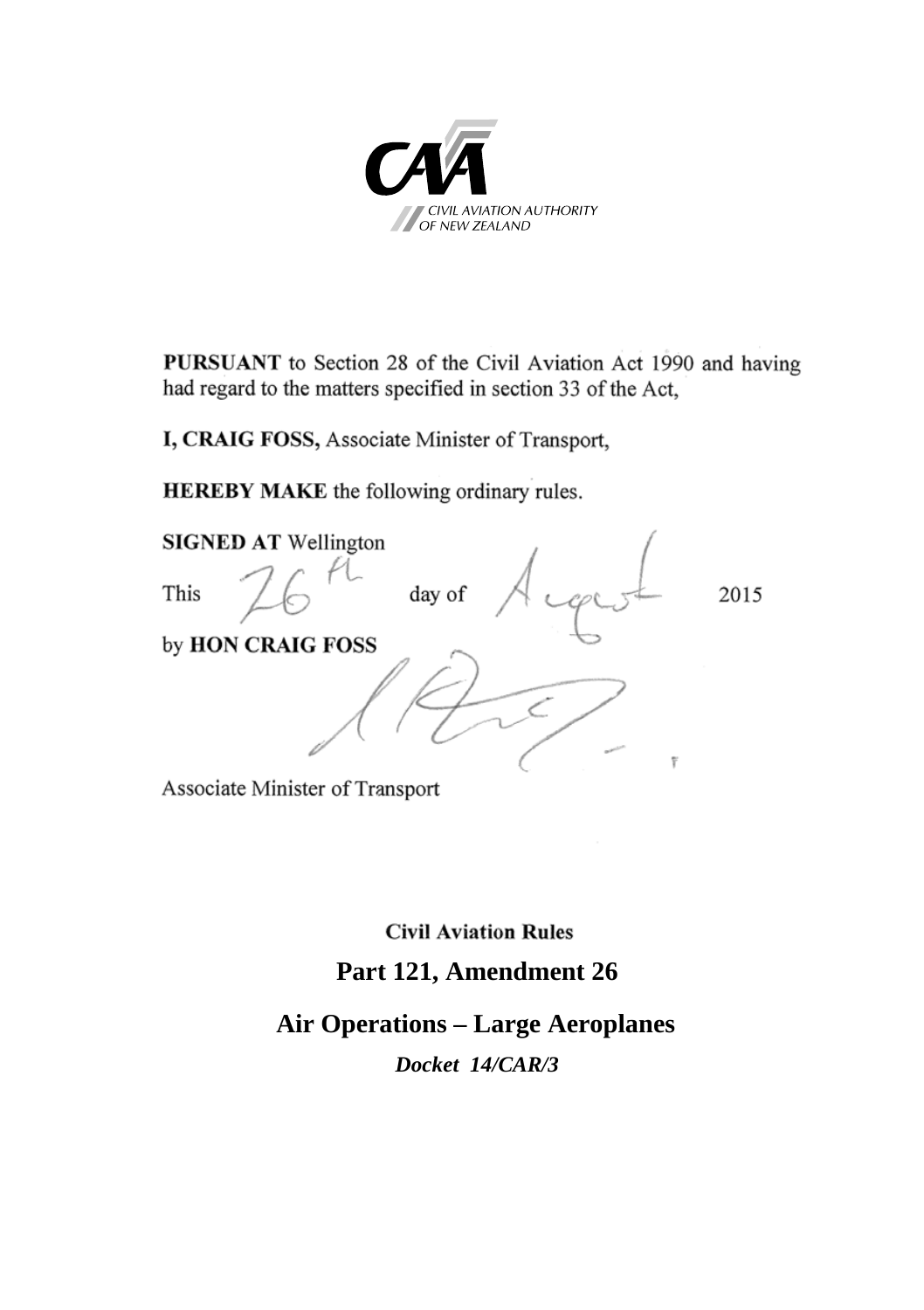CIVIL AVIATION AUTHORITY OF NEW ZEALAND

**PURSUANT** to Section 28 of the Civil Aviation Act 1990 and having had regard to the matters specified in section 33 of the Act,

**I, CRAIG FOSS,** Associate Minister of Transport,

**HEREBY MAKE** the following ordinary rules.

**SIGNED AT** Wellington

This 26th day of August 2015

by **HON CRAIG FOSS**

Associate Minister of Transport

**Civil Aviation Rules**

# Part 121, Amendment 26

# Air Operations – Large Aeroplanes

***Docket 14/CAR/3***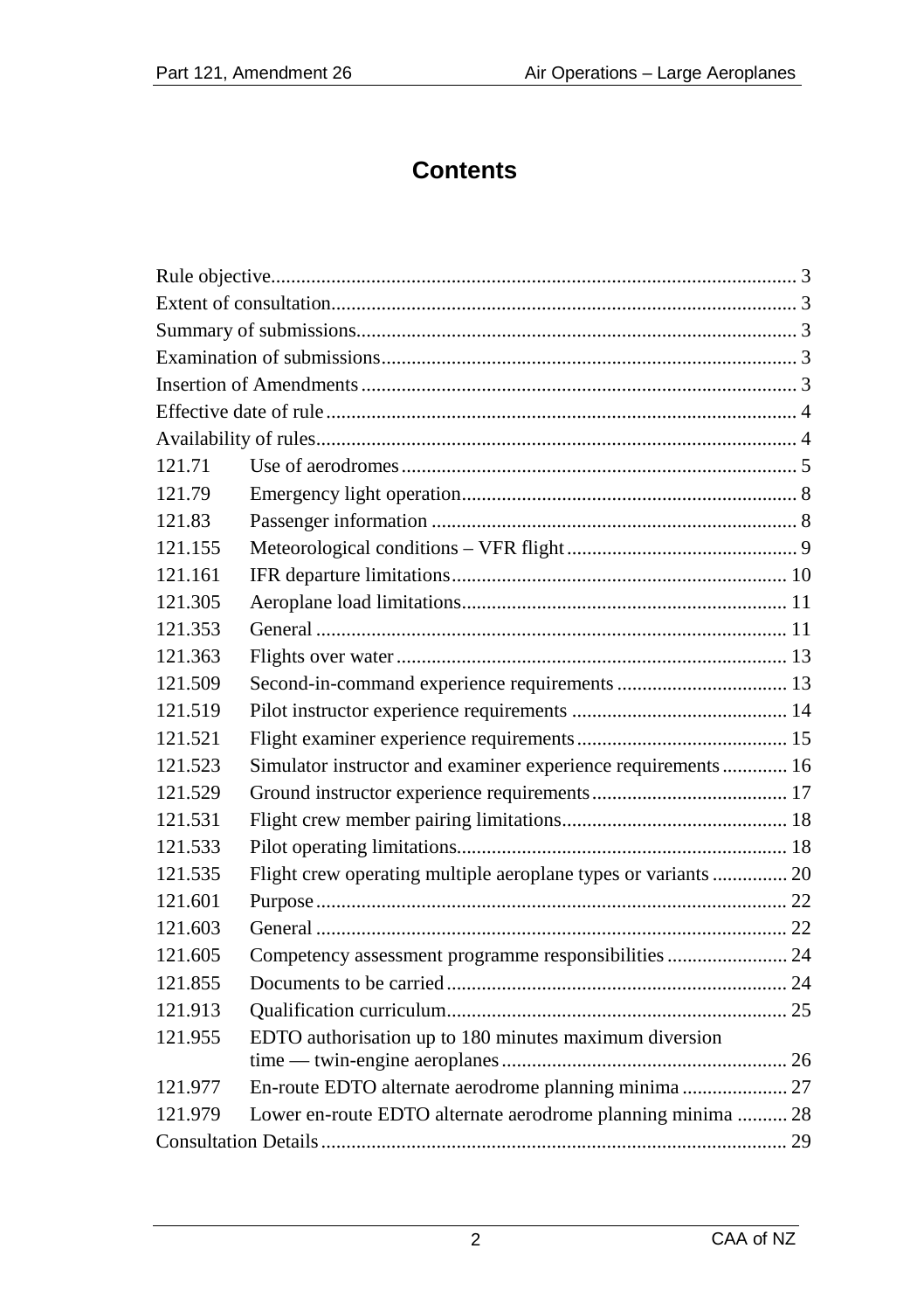# Contents

| | | |
|---|---|---|
| Rule objective | | 3 |
| Extent of consultation | | 3 |
| Summary of submissions | | 3 |
| Examination of submissions | | 3 |
| Insertion of Amendments | | 3 |
| Effective date of rule | | 4 |
| Availability of rules | | 4 |
| 121.71 | Use of aerodromes | 5 |
| 121.79 | Emergency light operation | 8 |
| 121.83 | Passenger information | 8 |
| 121.155 | Meteorological conditions – VFR flight | 9 |
| 121.161 | IFR departure limitations | 10 |
| 121.305 | Aeroplane load limitations | 11 |
| 121.353 | General | 11 |
| 121.363 | Flights over water | 13 |
| 121.509 | Second-in-command experience requirements | 13 |
| 121.519 | Pilot instructor experience requirements | 14 |
| 121.521 | Flight examiner experience requirements | 15 |
| 121.523 | Simulator instructor and examiner experience requirements | 16 |
| 121.529 | Ground instructor experience requirements | 17 |
| 121.531 | Flight crew member pairing limitations | 18 |
| 121.533 | Pilot operating limitations | 18 |
| 121.535 | Flight crew operating multiple aeroplane types or variants | 20 |
| 121.601 | Purpose | 22 |
| 121.603 | General | 22 |
| 121.605 | Competency assessment programme responsibilities | 24 |
| 121.855 | Documents to be carried | 24 |
| 121.913 | Qualification curriculum | 25 |
| 121.955 | EDTO authorisation up to 180 minutes maximum diversion time — twin-engine aeroplanes | 26 |
| 121.977 | En-route EDTO alternate aerodrome planning minima | 27 |
| 121.979 | Lower en-route EDTO alternate aerodrome planning minima | 28 |
| Consultation Details | | 29 |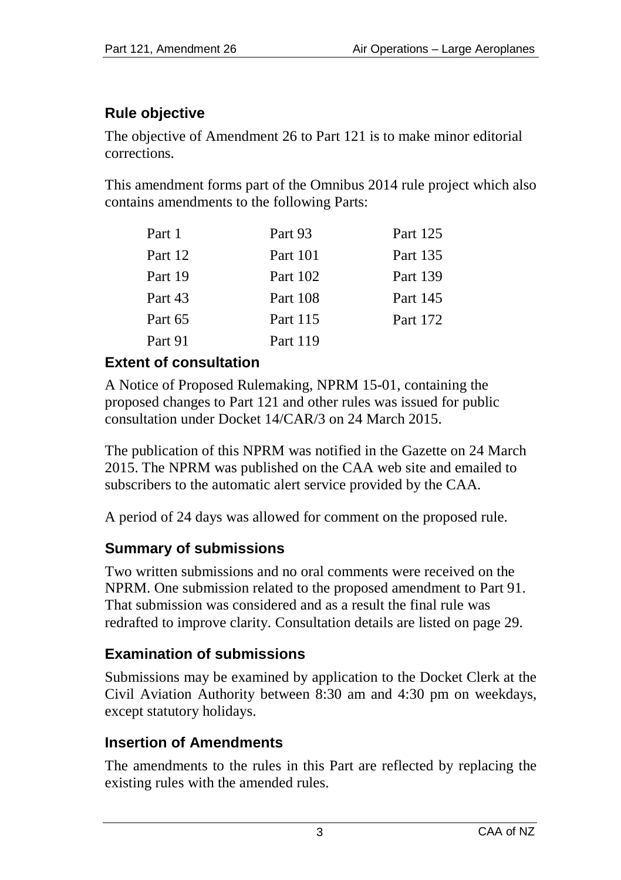## Rule objective

The objective of Amendment 26 to Part 121 is to make minor editorial corrections.

This amendment forms part of the Omnibus 2014 rule project which also contains amendments to the following Parts:

| | | |
|---|---|---|
| Part 1 | Part 93 | Part 125 |
| Part 12 | Part 101 | Part 135 |
| Part 19 | Part 102 | Part 139 |
| Part 43 | Part 108 | Part 145 |
| Part 65 | Part 115 | Part 172 |
| Part 91 | Part 119 | |

## Extent of consultation

A Notice of Proposed Rulemaking, NPRM 15-01, containing the proposed changes to Part 121 and other rules was issued for public consultation under Docket 14/CAR/3 on 24 March 2015.

The publication of this NPRM was notified in the Gazette on 24 March 2015. The NPRM was published on the CAA web site and emailed to subscribers to the automatic alert service provided by the CAA.

A period of 24 days was allowed for comment on the proposed rule.

## Summary of submissions

Two written submissions and no oral comments were received on the NPRM. One submission related to the proposed amendment to Part 91. That submission was considered and as a result the final rule was redrafted to improve clarity. Consultation details are listed on page 29.

## Examination of submissions

Submissions may be examined by application to the Docket Clerk at the Civil Aviation Authority between 8:30 am and 4:30 pm on weekdays, except statutory holidays.

## Insertion of Amendments

The amendments to the rules in this Part are reflected by replacing the existing rules with the amended rules.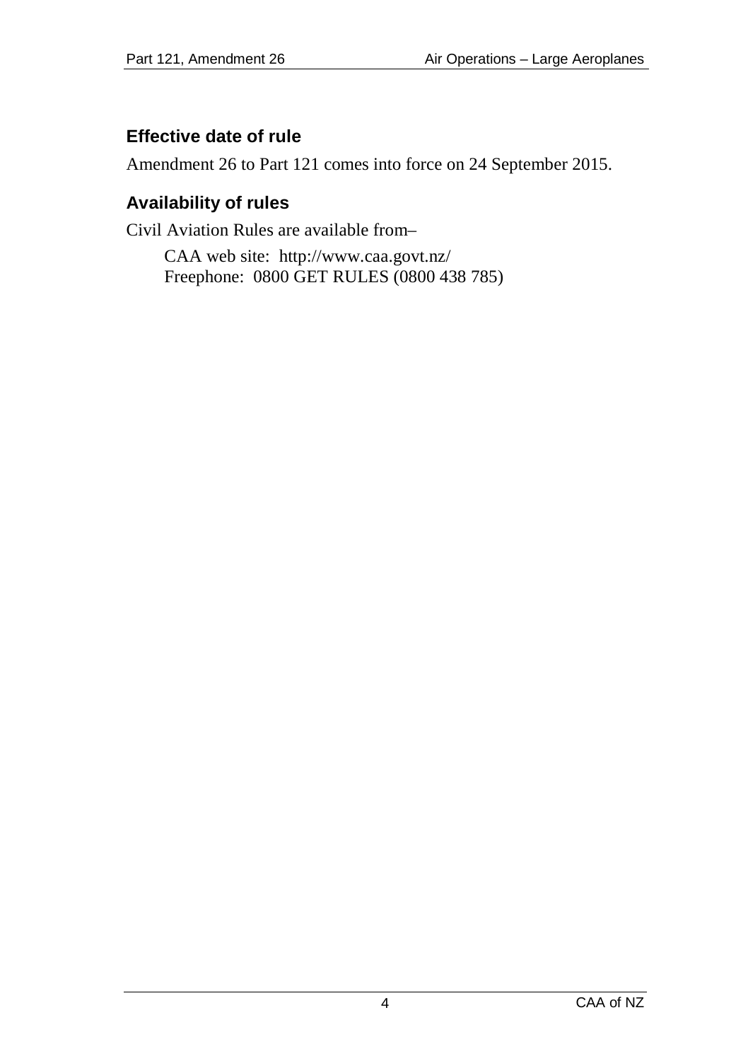## Effective date of rule

Amendment 26 to Part 121 comes into force on 24 September 2015.

## Availability of rules

Civil Aviation Rules are available from–

CAA web site: http://www.caa.govt.nz/
Freephone: 0800 GET RULES (0800 438 785)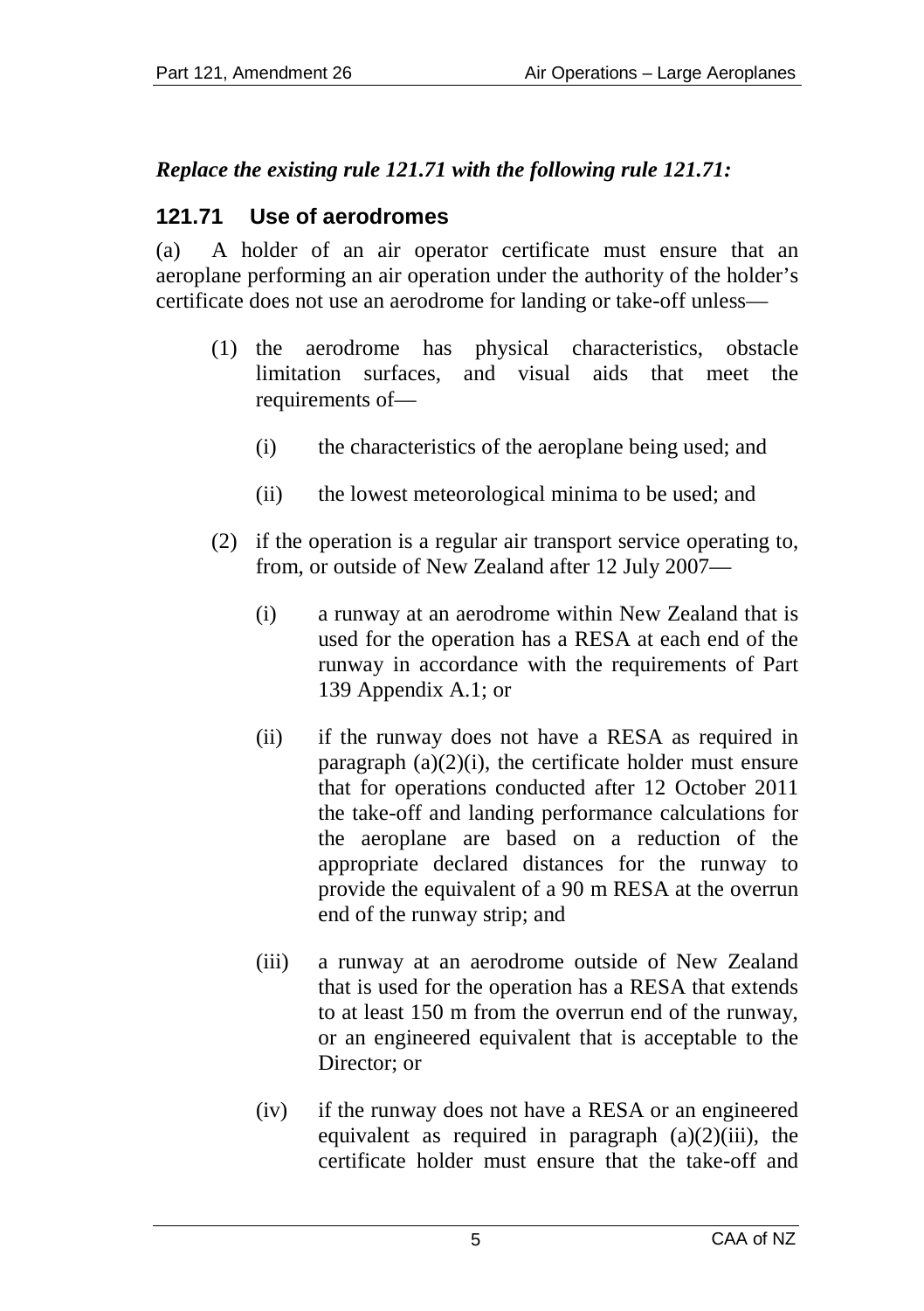***Replace the existing rule 121.71 with the following rule 121.71:***

## 121.71 Use of aerodromes

(a) A holder of an air operator certificate must ensure that an aeroplane performing an air operation under the authority of the holder's certificate does not use an aerodrome for landing or take-off unless—

- (1) the aerodrome has physical characteristics, obstacle limitation surfaces, and visual aids that meet the requirements of—
  - (i) the characteristics of the aeroplane being used; and
  - (ii) the lowest meteorological minima to be used; and
- (2) if the operation is a regular air transport service operating to, from, or outside of New Zealand after 12 July 2007—
  - (i) a runway at an aerodrome within New Zealand that is used for the operation has a RESA at each end of the runway in accordance with the requirements of Part 139 Appendix A.1; or
  - (ii) if the runway does not have a RESA as required in paragraph (a)(2)(i), the certificate holder must ensure that for operations conducted after 12 October 2011 the take-off and landing performance calculations for the aeroplane are based on a reduction of the appropriate declared distances for the runway to provide the equivalent of a 90 m RESA at the overrun end of the runway strip; and
  - (iii) a runway at an aerodrome outside of New Zealand that is used for the operation has a RESA that extends to at least 150 m from the overrun end of the runway, or an engineered equivalent that is acceptable to the Director; or
  - (iv) if the runway does not have a RESA or an engineered equivalent as required in paragraph (a)(2)(iii), the certificate holder must ensure that the take-off and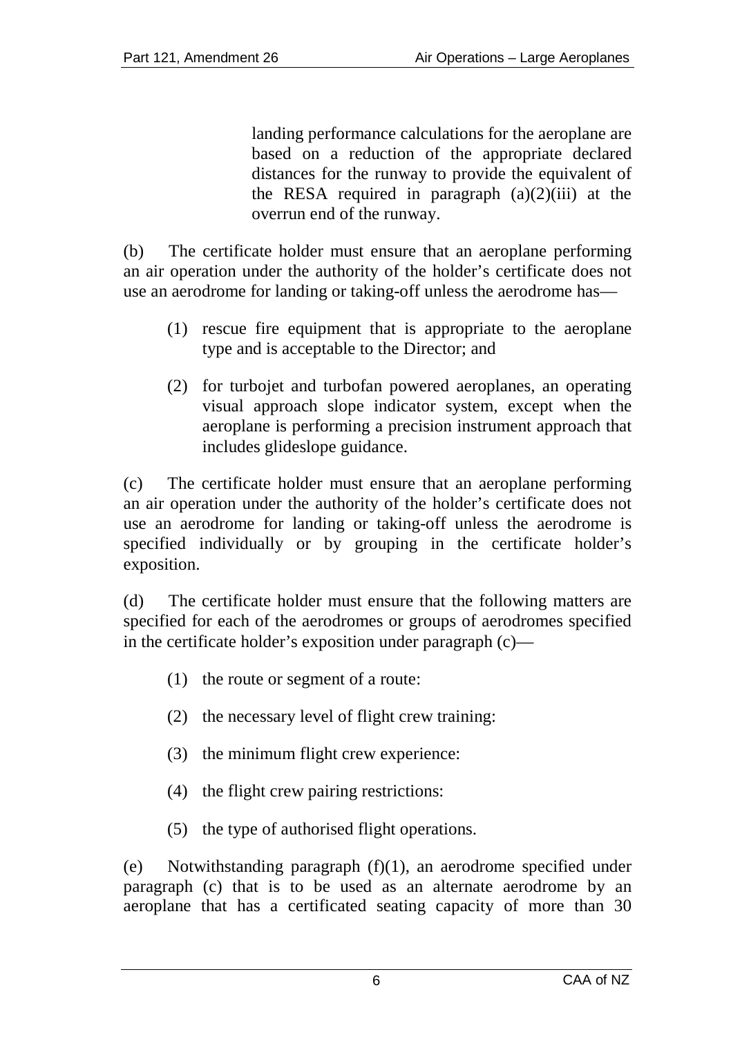landing performance calculations for the aeroplane are based on a reduction of the appropriate declared distances for the runway to provide the equivalent of the RESA required in paragraph (a)(2)(iii) at the overrun end of the runway.

(b) The certificate holder must ensure that an aeroplane performing an air operation under the authority of the holder's certificate does not use an aerodrome for landing or taking-off unless the aerodrome has—

(1) rescue fire equipment that is appropriate to the aeroplane type and is acceptable to the Director; and

(2) for turbojet and turbofan powered aeroplanes, an operating visual approach slope indicator system, except when the aeroplane is performing a precision instrument approach that includes glideslope guidance.

(c) The certificate holder must ensure that an aeroplane performing an air operation under the authority of the holder's certificate does not use an aerodrome for landing or taking-off unless the aerodrome is specified individually or by grouping in the certificate holder's exposition.

(d) The certificate holder must ensure that the following matters are specified for each of the aerodromes or groups of aerodromes specified in the certificate holder's exposition under paragraph (c)—

(1) the route or segment of a route:

(2) the necessary level of flight crew training:

(3) the minimum flight crew experience:

(4) the flight crew pairing restrictions:

(5) the type of authorised flight operations.

(e) Notwithstanding paragraph (f)(1), an aerodrome specified under paragraph (c) that is to be used as an alternate aerodrome by an aeroplane that has a certificated seating capacity of more than 30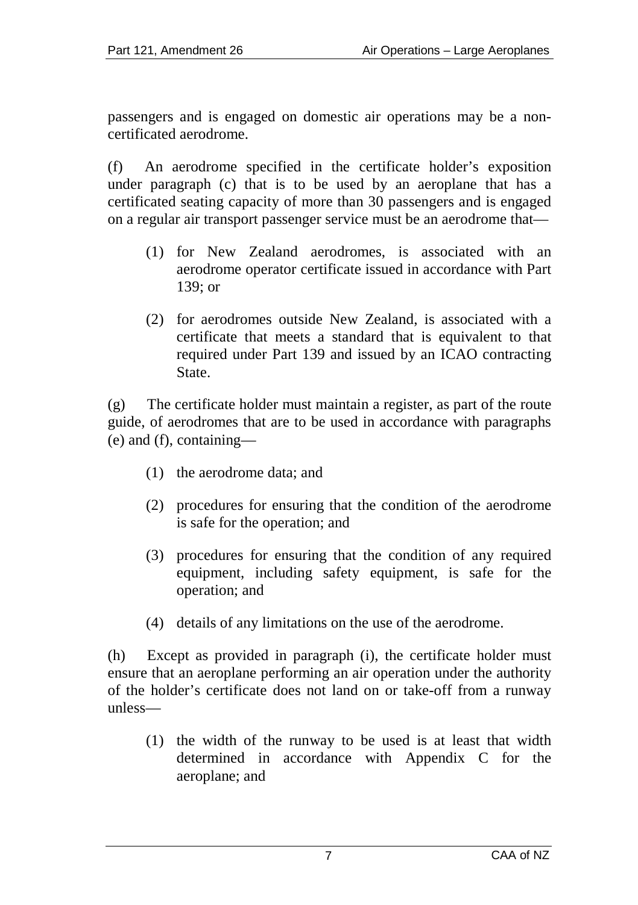passengers and is engaged on domestic air operations may be a non-certificated aerodrome.

(f) An aerodrome specified in the certificate holder's exposition under paragraph (c) that is to be used by an aeroplane that has a certificated seating capacity of more than 30 passengers and is engaged on a regular air transport passenger service must be an aerodrome that—

(1) for New Zealand aerodromes, is associated with an aerodrome operator certificate issued in accordance with Part 139; or

(2) for aerodromes outside New Zealand, is associated with a certificate that meets a standard that is equivalent to that required under Part 139 and issued by an ICAO contracting State.

(g) The certificate holder must maintain a register, as part of the route guide, of aerodromes that are to be used in accordance with paragraphs (e) and (f), containing—

(1) the aerodrome data; and

(2) procedures for ensuring that the condition of the aerodrome is safe for the operation; and

(3) procedures for ensuring that the condition of any required equipment, including safety equipment, is safe for the operation; and

(4) details of any limitations on the use of the aerodrome.

(h) Except as provided in paragraph (i), the certificate holder must ensure that an aeroplane performing an air operation under the authority of the holder's certificate does not land on or take-off from a runway unless—

(1) the width of the runway to be used is at least that width determined in accordance with Appendix C for the aeroplane; and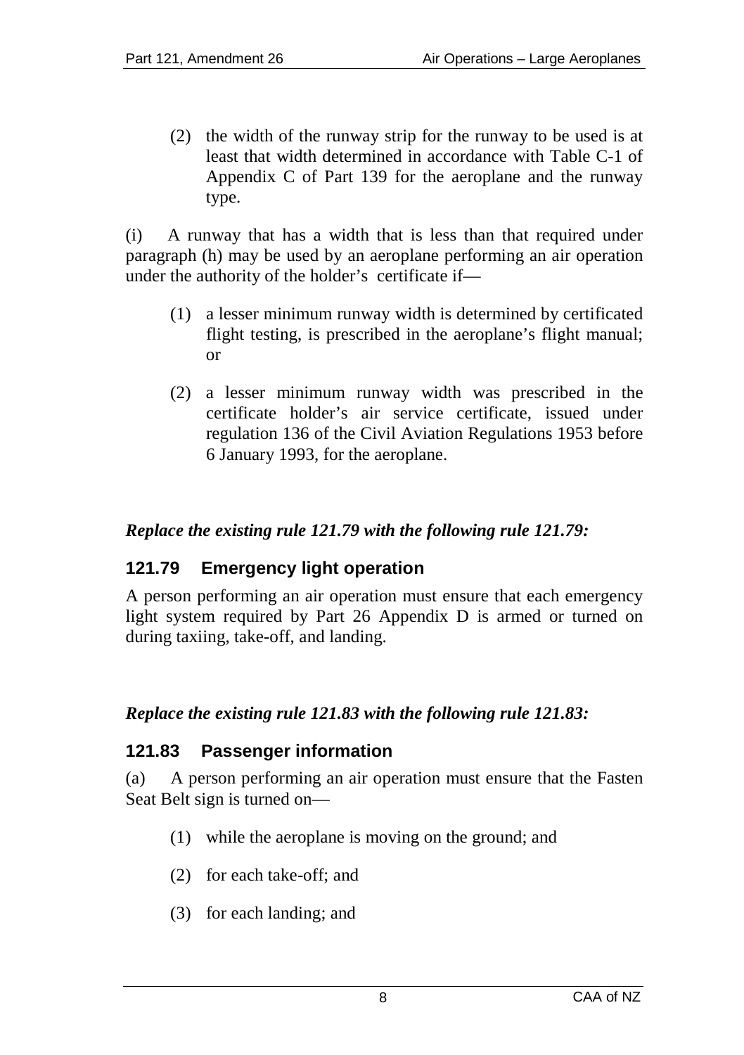(2) the width of the runway strip for the runway to be used is at least that width determined in accordance with Table C-1 of Appendix C of Part 139 for the aeroplane and the runway type.

(i) A runway that has a width that is less than that required under paragraph (h) may be used by an aeroplane performing an air operation under the authority of the holder's certificate if—

(1) a lesser minimum runway width is determined by certificated flight testing, is prescribed in the aeroplane's flight manual; or

(2) a lesser minimum runway width was prescribed in the certificate holder's air service certificate, issued under regulation 136 of the Civil Aviation Regulations 1953 before 6 January 1993, for the aeroplane.

***Replace the existing rule 121.79 with the following rule 121.79:***

## 121.79 Emergency light operation

A person performing an air operation must ensure that each emergency light system required by Part 26 Appendix D is armed or turned on during taxiing, take-off, and landing.

***Replace the existing rule 121.83 with the following rule 121.83:***

## 121.83 Passenger information

(a) A person performing an air operation must ensure that the Fasten Seat Belt sign is turned on—

(1) while the aeroplane is moving on the ground; and

(2) for each take-off; and

(3) for each landing; and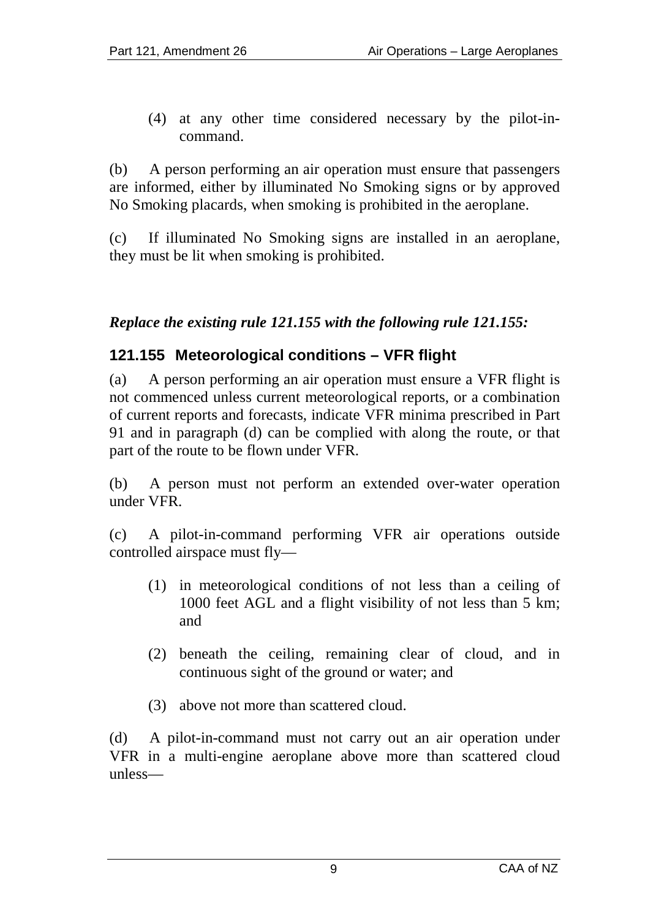(4) at any other time considered necessary by the pilot-in-command.

(b) A person performing an air operation must ensure that passengers are informed, either by illuminated No Smoking signs or by approved No Smoking placards, when smoking is prohibited in the aeroplane.

(c) If illuminated No Smoking signs are installed in an aeroplane, they must be lit when smoking is prohibited.

***Replace the existing rule 121.155 with the following rule 121.155:***

### 121.155 Meteorological conditions – VFR flight

(a) A person performing an air operation must ensure a VFR flight is not commenced unless current meteorological reports, or a combination of current reports and forecasts, indicate VFR minima prescribed in Part 91 and in paragraph (d) can be complied with along the route, or that part of the route to be flown under VFR.

(b) A person must not perform an extended over-water operation under VFR.

(c) A pilot-in-command performing VFR air operations outside controlled airspace must fly—

(1) in meteorological conditions of not less than a ceiling of 1000 feet AGL and a flight visibility of not less than 5 km; and

(2) beneath the ceiling, remaining clear of cloud, and in continuous sight of the ground or water; and

(3) above not more than scattered cloud.

(d) A pilot-in-command must not carry out an air operation under VFR in a multi-engine aeroplane above more than scattered cloud unless—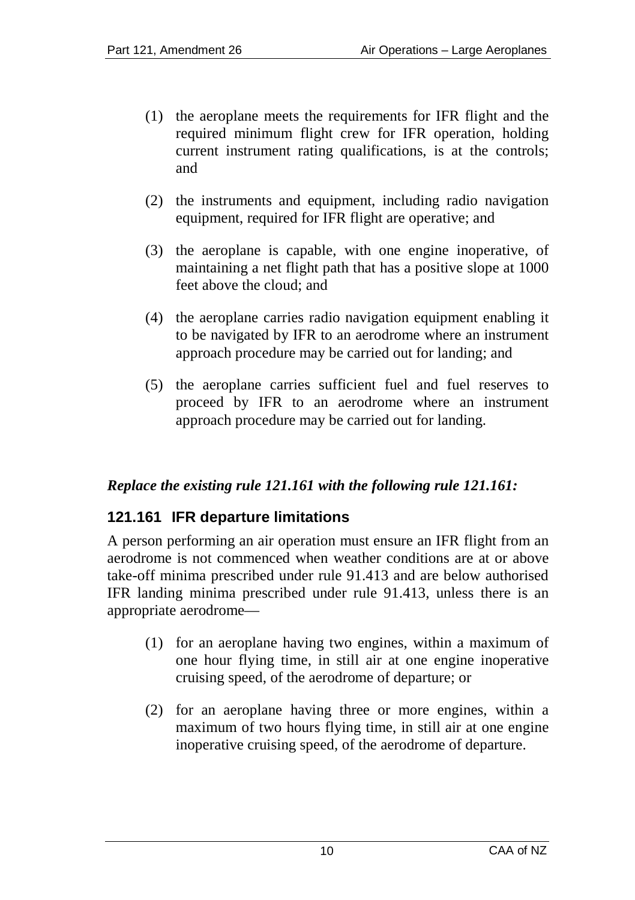(1) the aeroplane meets the requirements for IFR flight and the required minimum flight crew for IFR operation, holding current instrument rating qualifications, is at the controls; and

(2) the instruments and equipment, including radio navigation equipment, required for IFR flight are operative; and

(3) the aeroplane is capable, with one engine inoperative, of maintaining a net flight path that has a positive slope at 1000 feet above the cloud; and

(4) the aeroplane carries radio navigation equipment enabling it to be navigated by IFR to an aerodrome where an instrument approach procedure may be carried out for landing; and

(5) the aeroplane carries sufficient fuel and fuel reserves to proceed by IFR to an aerodrome where an instrument approach procedure may be carried out for landing.

***Replace the existing rule 121.161 with the following rule 121.161:***

### 121.161 IFR departure limitations

A person performing an air operation must ensure an IFR flight from an aerodrome is not commenced when weather conditions are at or above take-off minima prescribed under rule 91.413 and are below authorised IFR landing minima prescribed under rule 91.413, unless there is an appropriate aerodrome—

(1) for an aeroplane having two engines, within a maximum of one hour flying time, in still air at one engine inoperative cruising speed, of the aerodrome of departure; or

(2) for an aeroplane having three or more engines, within a maximum of two hours flying time, in still air at one engine inoperative cruising speed, of the aerodrome of departure.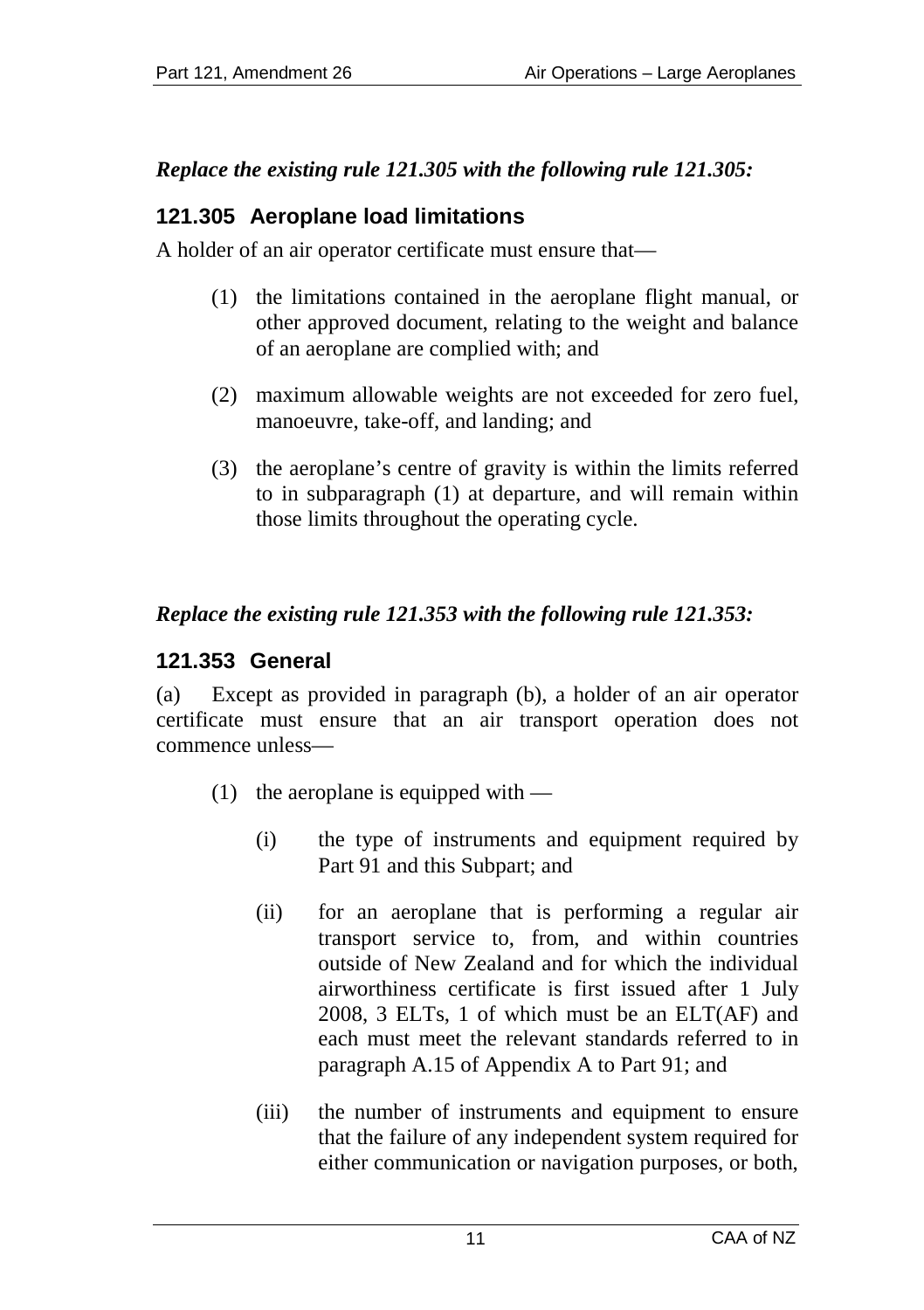*Replace the existing rule 121.305 with the following rule 121.305:*

## 121.305 Aeroplane load limitations

A holder of an air operator certificate must ensure that—

(1) the limitations contained in the aeroplane flight manual, or other approved document, relating to the weight and balance of an aeroplane are complied with; and

(2) maximum allowable weights are not exceeded for zero fuel, manoeuvre, take-off, and landing; and

(3) the aeroplane's centre of gravity is within the limits referred to in subparagraph (1) at departure, and will remain within those limits throughout the operating cycle.

*Replace the existing rule 121.353 with the following rule 121.353:*

## 121.353 General

(a) Except as provided in paragraph (b), a holder of an air operator certificate must ensure that an air transport operation does not commence unless—

(1) the aeroplane is equipped with —

(i) the type of instruments and equipment required by Part 91 and this Subpart; and

(ii) for an aeroplane that is performing a regular air transport service to, from, and within countries outside of New Zealand and for which the individual airworthiness certificate is first issued after 1 July 2008, 3 ELTs, 1 of which must be an ELT(AF) and each must meet the relevant standards referred to in paragraph A.15 of Appendix A to Part 91; and

(iii) the number of instruments and equipment to ensure that the failure of any independent system required for either communication or navigation purposes, or both,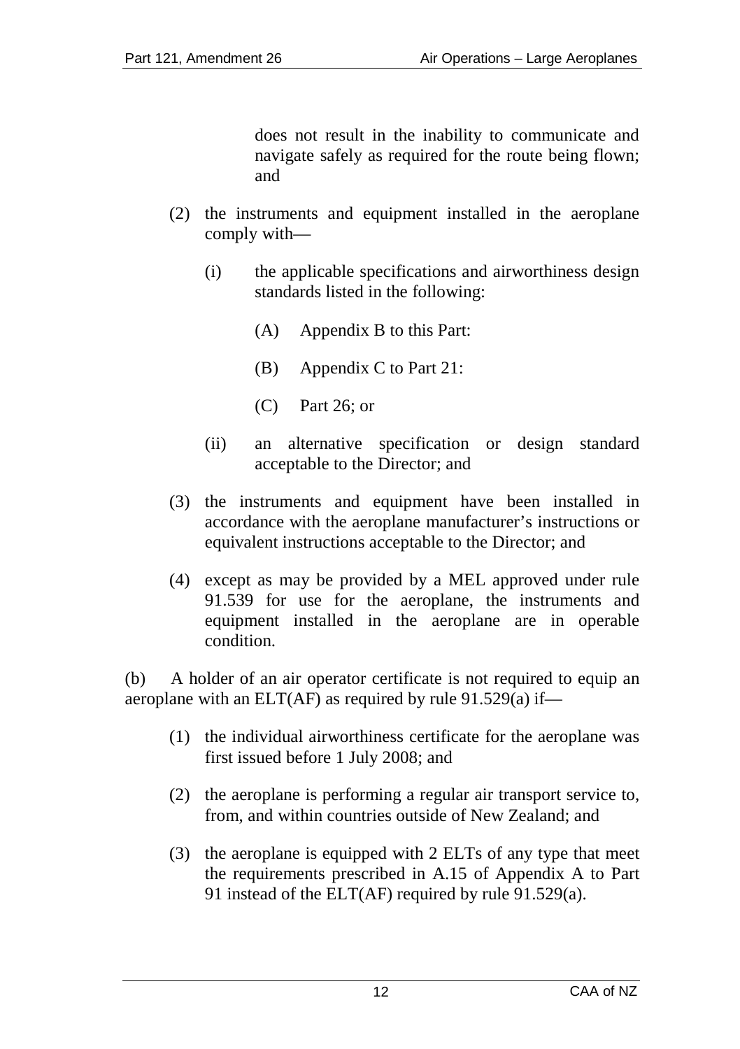does not result in the inability to communicate and navigate safely as required for the route being flown; and

(2) the instruments and equipment installed in the aeroplane comply with—

   (i) the applicable specifications and airworthiness design standards listed in the following:

      (A) Appendix B to this Part:

      (B) Appendix C to Part 21:

      (C) Part 26; or

   (ii) an alternative specification or design standard acceptable to the Director; and

(3) the instruments and equipment have been installed in accordance with the aeroplane manufacturer's instructions or equivalent instructions acceptable to the Director; and

(4) except as may be provided by a MEL approved under rule 91.539 for use for the aeroplane, the instruments and equipment installed in the aeroplane are in operable condition.

(b) A holder of an air operator certificate is not required to equip an aeroplane with an ELT(AF) as required by rule 91.529(a) if—

(1) the individual airworthiness certificate for the aeroplane was first issued before 1 July 2008; and

(2) the aeroplane is performing a regular air transport service to, from, and within countries outside of New Zealand; and

(3) the aeroplane is equipped with 2 ELTs of any type that meet the requirements prescribed in A.15 of Appendix A to Part 91 instead of the ELT(AF) required by rule 91.529(a).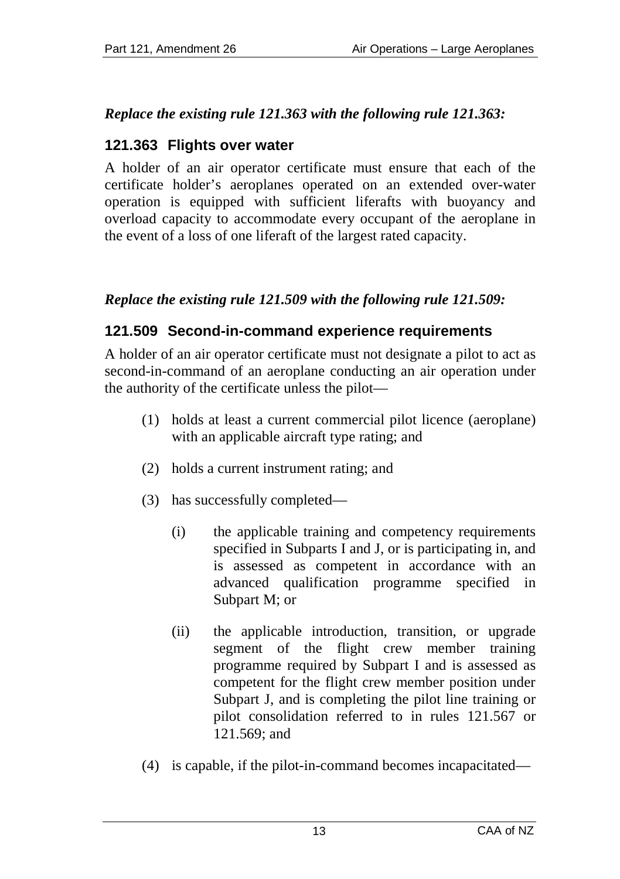*Replace the existing rule 121.363 with the following rule 121.363:*

### 121.363 Flights over water

A holder of an air operator certificate must ensure that each of the certificate holder's aeroplanes operated on an extended over-water operation is equipped with sufficient liferafts with buoyancy and overload capacity to accommodate every occupant of the aeroplane in the event of a loss of one liferaft of the largest rated capacity.

*Replace the existing rule 121.509 with the following rule 121.509:*

### 121.509 Second-in-command experience requirements

A holder of an air operator certificate must not designate a pilot to act as second-in-command of an aeroplane conducting an air operation under the authority of the certificate unless the pilot—

(1) holds at least a current commercial pilot licence (aeroplane) with an applicable aircraft type rating; and

(2) holds a current instrument rating; and

(3) has successfully completed—

  (i) the applicable training and competency requirements specified in Subparts I and J, or is participating in, and is assessed as competent in accordance with an advanced qualification programme specified in Subpart M; or

  (ii) the applicable introduction, transition, or upgrade segment of the flight crew member training programme required by Subpart I and is assessed as competent for the flight crew member position under Subpart J, and is completing the pilot line training or pilot consolidation referred to in rules 121.567 or 121.569; and

(4) is capable, if the pilot-in-command becomes incapacitated—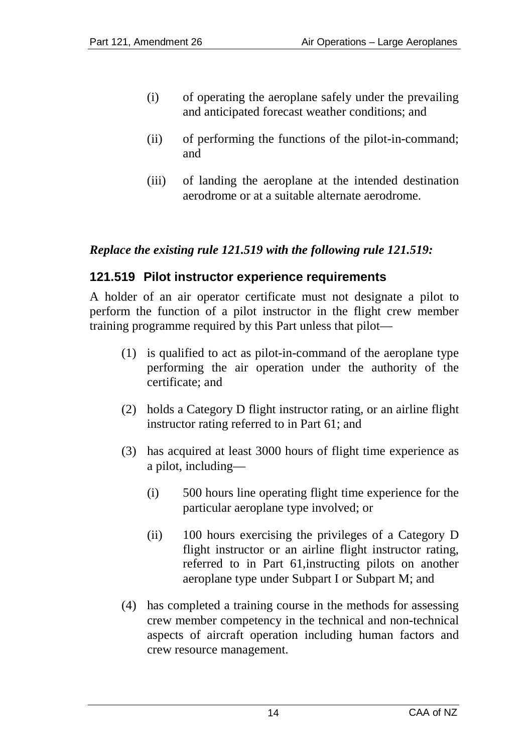(i) of operating the aeroplane safely under the prevailing and anticipated forecast weather conditions; and

(ii) of performing the functions of the pilot-in-command; and

(iii) of landing the aeroplane at the intended destination aerodrome or at a suitable alternate aerodrome.

***Replace the existing rule 121.519 with the following rule 121.519:***

### 121.519 Pilot instructor experience requirements

A holder of an air operator certificate must not designate a pilot to perform the function of a pilot instructor in the flight crew member training programme required by this Part unless that pilot—

(1) is qualified to act as pilot-in-command of the aeroplane type performing the air operation under the authority of the certificate; and

(2) holds a Category D flight instructor rating, or an airline flight instructor rating referred to in Part 61; and

(3) has acquired at least 3000 hours of flight time experience as a pilot, including—

  (i) 500 hours line operating flight time experience for the particular aeroplane type involved; or

  (ii) 100 hours exercising the privileges of a Category D flight instructor or an airline flight instructor rating, referred to in Part 61,instructing pilots on another aeroplane type under Subpart I or Subpart M; and

(4) has completed a training course in the methods for assessing crew member competency in the technical and non-technical aspects of aircraft operation including human factors and crew resource management.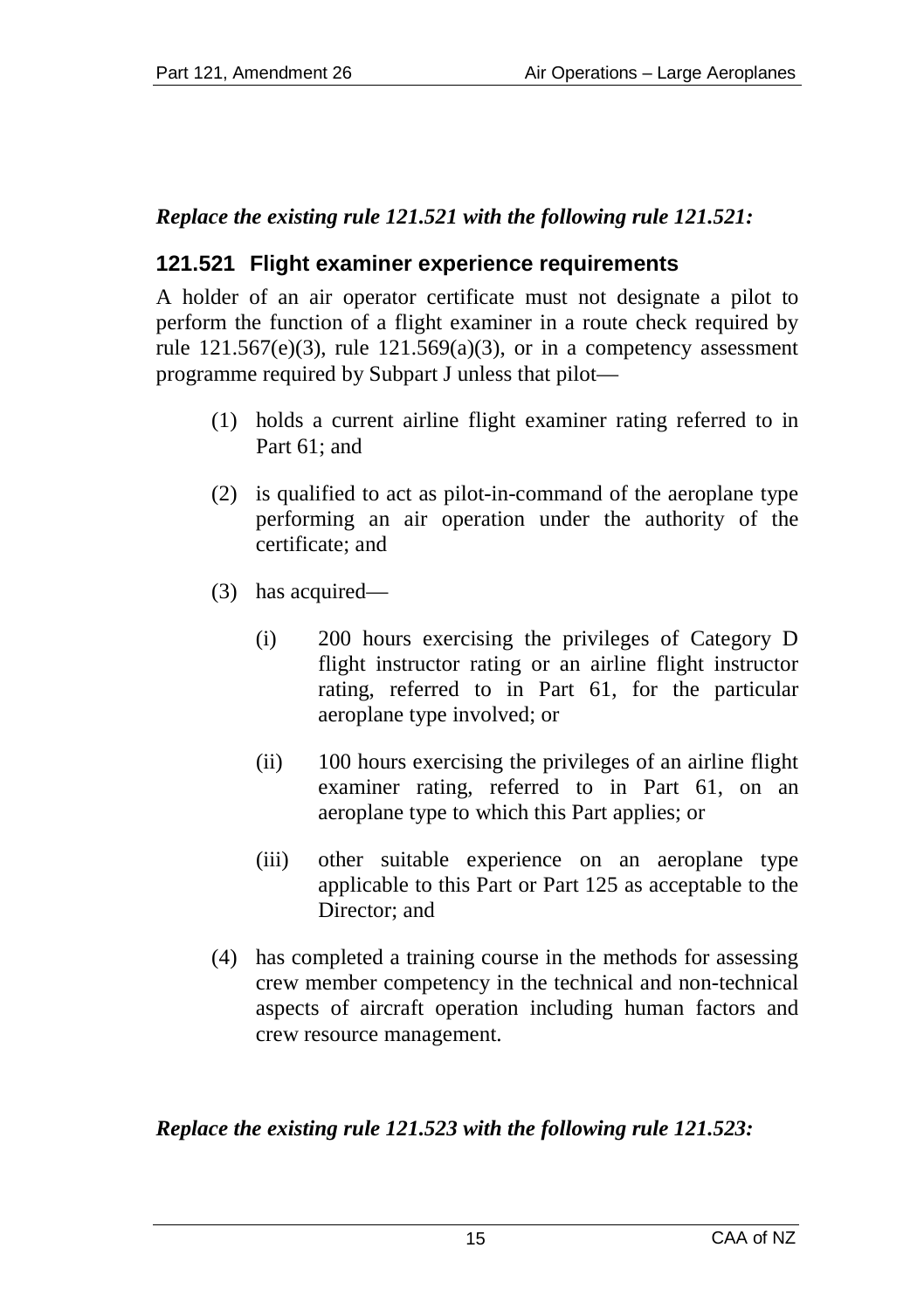***Replace the existing rule 121.521 with the following rule 121.521:***

### 121.521 Flight examiner experience requirements

A holder of an air operator certificate must not designate a pilot to perform the function of a flight examiner in a route check required by rule 121.567(e)(3), rule 121.569(a)(3), or in a competency assessment programme required by Subpart J unless that pilot—

(1) holds a current airline flight examiner rating referred to in Part 61; and

(2) is qualified to act as pilot-in-command of the aeroplane type performing an air operation under the authority of the certificate; and

(3) has acquired—

  (i) 200 hours exercising the privileges of Category D flight instructor rating or an airline flight instructor rating, referred to in Part 61, for the particular aeroplane type involved; or

  (ii) 100 hours exercising the privileges of an airline flight examiner rating, referred to in Part 61, on an aeroplane type to which this Part applies; or

  (iii) other suitable experience on an aeroplane type applicable to this Part or Part 125 as acceptable to the Director; and

(4) has completed a training course in the methods for assessing crew member competency in the technical and non-technical aspects of aircraft operation including human factors and crew resource management.

***Replace the existing rule 121.523 with the following rule 121.523:***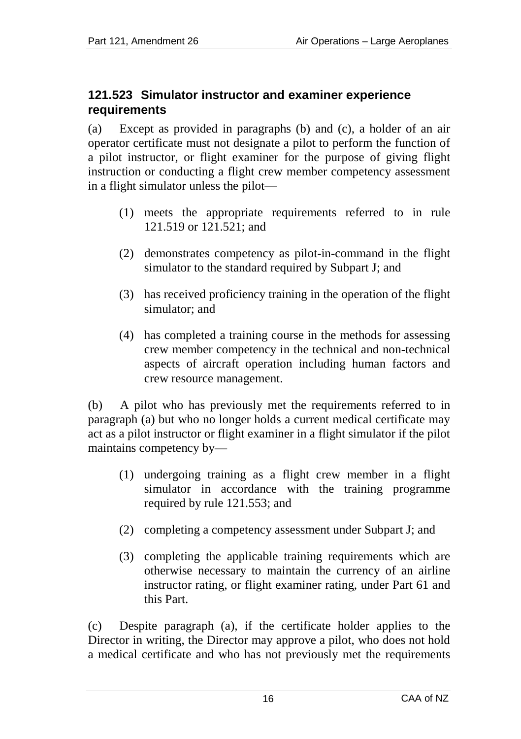### 121.523 Simulator instructor and examiner experience requirements

(a) Except as provided in paragraphs (b) and (c), a holder of an air operator certificate must not designate a pilot to perform the function of a pilot instructor, or flight examiner for the purpose of giving flight instruction or conducting a flight crew member competency assessment in a flight simulator unless the pilot—

(1) meets the appropriate requirements referred to in rule 121.519 or 121.521; and

(2) demonstrates competency as pilot-in-command in the flight simulator to the standard required by Subpart J; and

(3) has received proficiency training in the operation of the flight simulator; and

(4) has completed a training course in the methods for assessing crew member competency in the technical and non-technical aspects of aircraft operation including human factors and crew resource management.

(b) A pilot who has previously met the requirements referred to in paragraph (a) but who no longer holds a current medical certificate may act as a pilot instructor or flight examiner in a flight simulator if the pilot maintains competency by—

(1) undergoing training as a flight crew member in a flight simulator in accordance with the training programme required by rule 121.553; and

(2) completing a competency assessment under Subpart J; and

(3) completing the applicable training requirements which are otherwise necessary to maintain the currency of an airline instructor rating, or flight examiner rating, under Part 61 and this Part.

(c) Despite paragraph (a), if the certificate holder applies to the Director in writing, the Director may approve a pilot, who does not hold a medical certificate and who has not previously met the requirements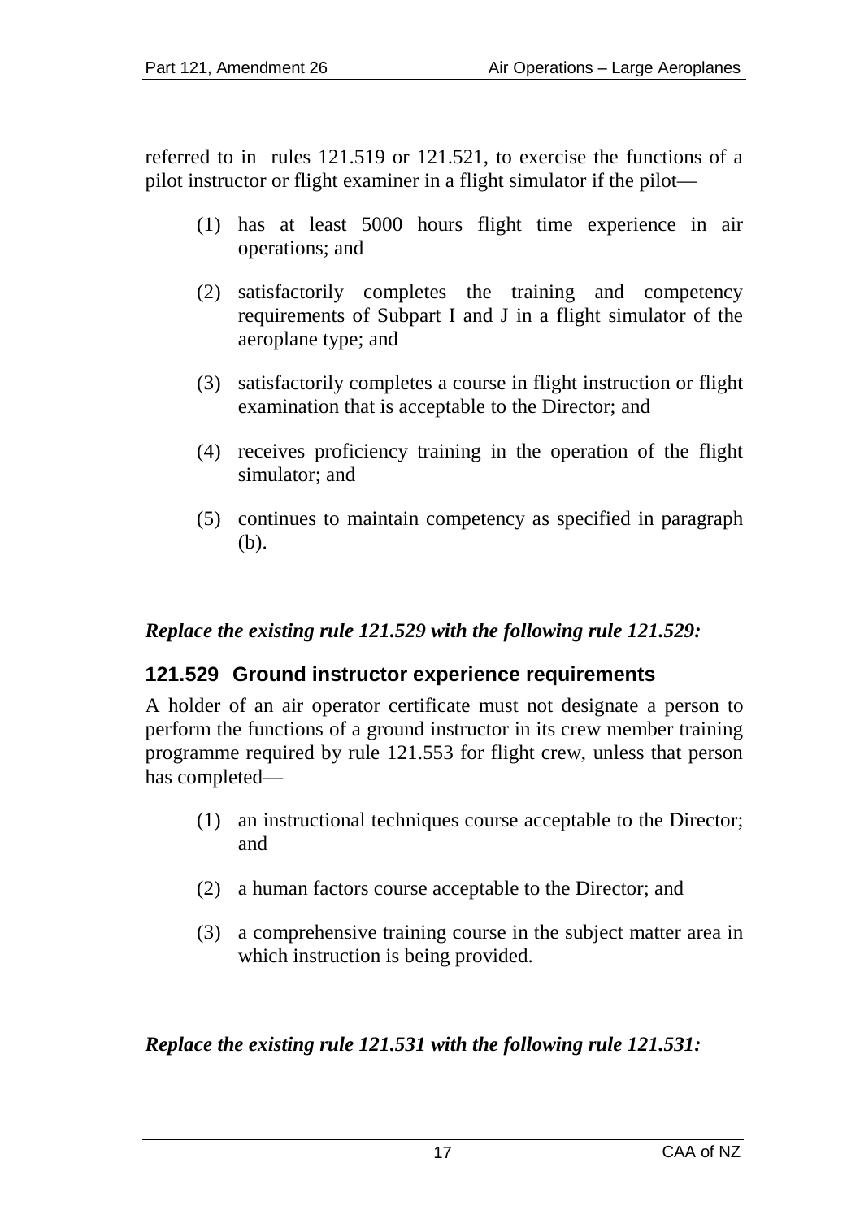referred to in rules 121.519 or 121.521, to exercise the functions of a pilot instructor or flight examiner in a flight simulator if the pilot—

(1) has at least 5000 hours flight time experience in air operations; and

(2) satisfactorily completes the training and competency requirements of Subpart I and J in a flight simulator of the aeroplane type; and

(3) satisfactorily completes a course in flight instruction or flight examination that is acceptable to the Director; and

(4) receives proficiency training in the operation of the flight simulator; and

(5) continues to maintain competency as specified in paragraph (b).

***Replace the existing rule 121.529 with the following rule 121.529:***

### 121.529 Ground instructor experience requirements

A holder of an air operator certificate must not designate a person to perform the functions of a ground instructor in its crew member training programme required by rule 121.553 for flight crew, unless that person has completed—

(1) an instructional techniques course acceptable to the Director; and

(2) a human factors course acceptable to the Director; and

(3) a comprehensive training course in the subject matter area in which instruction is being provided.

***Replace the existing rule 121.531 with the following rule 121.531:***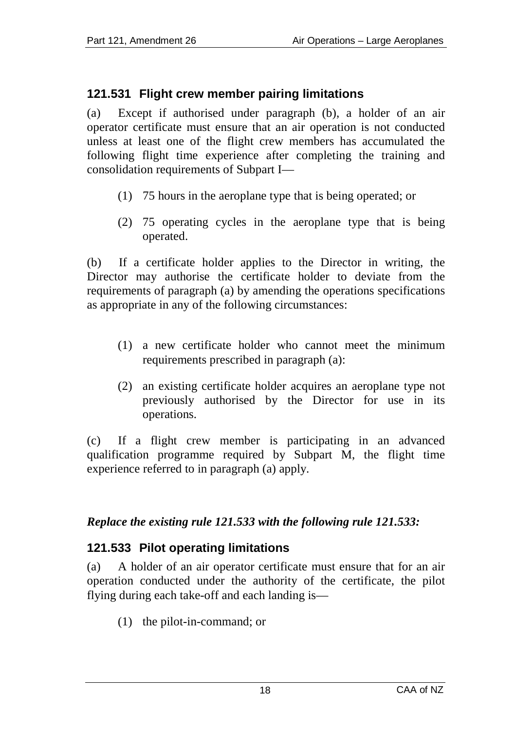## 121.531 Flight crew member pairing limitations

(a) Except if authorised under paragraph (b), a holder of an air operator certificate must ensure that an air operation is not conducted unless at least one of the flight crew members has accumulated the following flight time experience after completing the training and consolidation requirements of Subpart I—

(1) 75 hours in the aeroplane type that is being operated; or

(2) 75 operating cycles in the aeroplane type that is being operated.

(b) If a certificate holder applies to the Director in writing, the Director may authorise the certificate holder to deviate from the requirements of paragraph (a) by amending the operations specifications as appropriate in any of the following circumstances:

(1) a new certificate holder who cannot meet the minimum requirements prescribed in paragraph (a):

(2) an existing certificate holder acquires an aeroplane type not previously authorised by the Director for use in its operations.

(c) If a flight crew member is participating in an advanced qualification programme required by Subpart M, the flight time experience referred to in paragraph (a) apply.

***Replace the existing rule 121.533 with the following rule 121.533:***

## 121.533 Pilot operating limitations

(a) A holder of an air operator certificate must ensure that for an air operation conducted under the authority of the certificate, the pilot flying during each take-off and each landing is—

(1) the pilot-in-command; or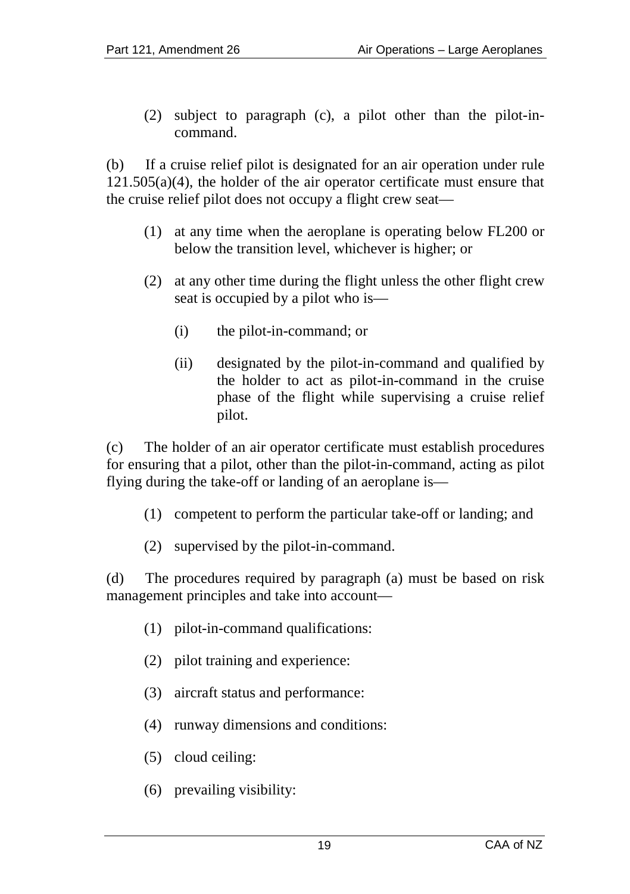(2) subject to paragraph (c), a pilot other than the pilot-in-command.

(b) If a cruise relief pilot is designated for an air operation under rule 121.505(a)(4), the holder of the air operator certificate must ensure that the cruise relief pilot does not occupy a flight crew seat—

(1) at any time when the aeroplane is operating below FL200 or below the transition level, whichever is higher; or

(2) at any other time during the flight unless the other flight crew seat is occupied by a pilot who is—

(i) the pilot-in-command; or

(ii) designated by the pilot-in-command and qualified by the holder to act as pilot-in-command in the cruise phase of the flight while supervising a cruise relief pilot.

(c) The holder of an air operator certificate must establish procedures for ensuring that a pilot, other than the pilot-in-command, acting as pilot flying during the take-off or landing of an aeroplane is—

(1) competent to perform the particular take-off or landing; and

(2) supervised by the pilot-in-command.

(d) The procedures required by paragraph (a) must be based on risk management principles and take into account—

(1) pilot-in-command qualifications:

(2) pilot training and experience:

(3) aircraft status and performance:

(4) runway dimensions and conditions:

(5) cloud ceiling:

(6) prevailing visibility: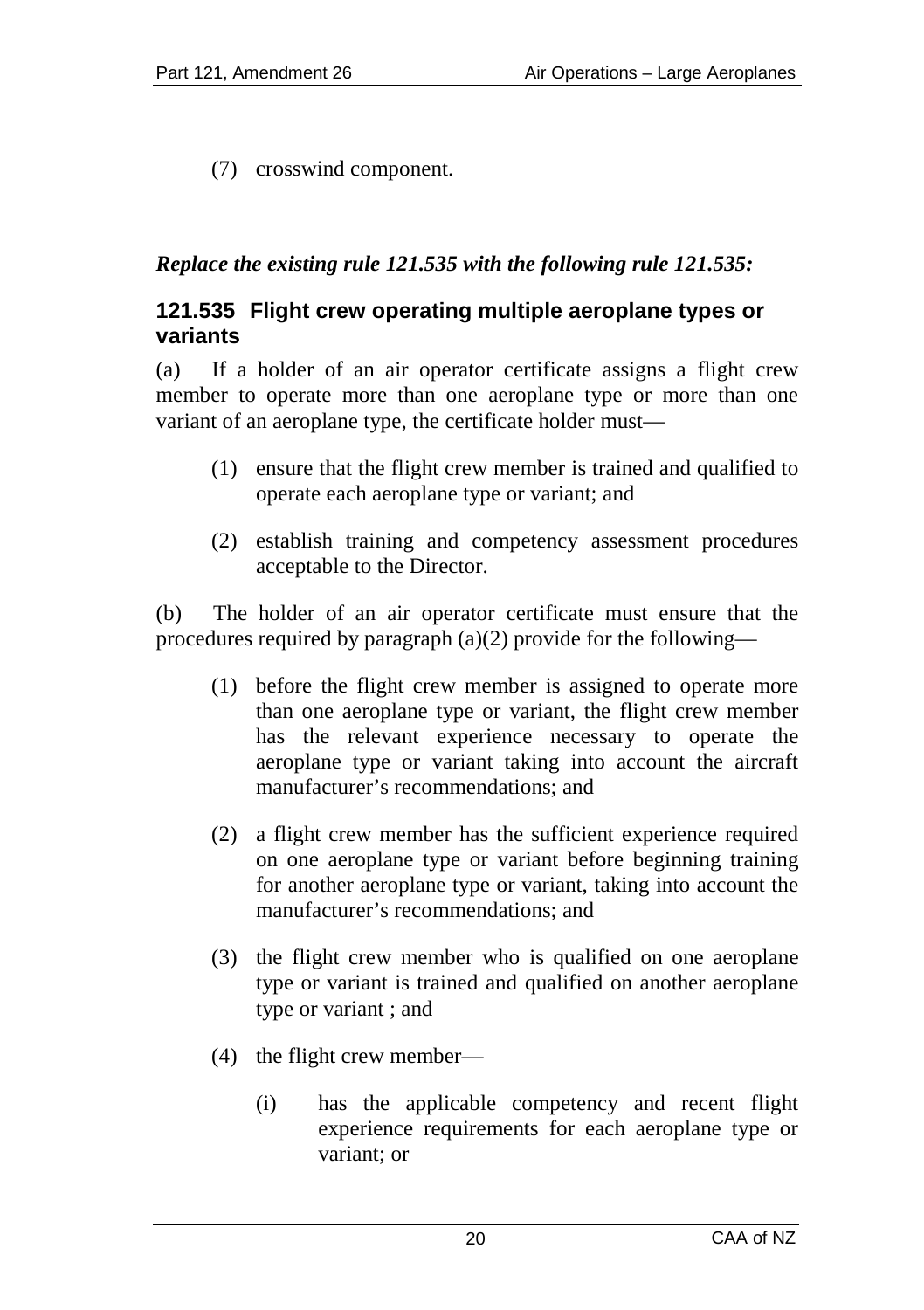(7) crosswind component.

***Replace the existing rule 121.535 with the following rule 121.535:***

### 121.535 Flight crew operating multiple aeroplane types or variants

(a) If a holder of an air operator certificate assigns a flight crew member to operate more than one aeroplane type or more than one variant of an aeroplane type, the certificate holder must—

(1) ensure that the flight crew member is trained and qualified to operate each aeroplane type or variant; and

(2) establish training and competency assessment procedures acceptable to the Director.

(b) The holder of an air operator certificate must ensure that the procedures required by paragraph (a)(2) provide for the following—

(1) before the flight crew member is assigned to operate more than one aeroplane type or variant, the flight crew member has the relevant experience necessary to operate the aeroplane type or variant taking into account the aircraft manufacturer's recommendations; and

(2) a flight crew member has the sufficient experience required on one aeroplane type or variant before beginning training for another aeroplane type or variant, taking into account the manufacturer's recommendations; and

(3) the flight crew member who is qualified on one aeroplane type or variant is trained and qualified on another aeroplane type or variant ; and

(4) the flight crew member—

(i) has the applicable competency and recent flight experience requirements for each aeroplane type or variant; or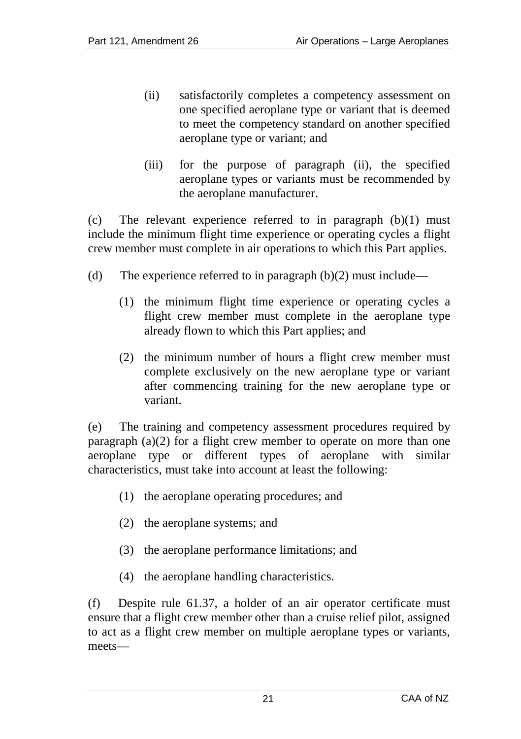(ii) satisfactorily completes a competency assessment on one specified aeroplane type or variant that is deemed to meet the competency standard on another specified aeroplane type or variant; and

(iii) for the purpose of paragraph (ii), the specified aeroplane types or variants must be recommended by the aeroplane manufacturer.

(c) The relevant experience referred to in paragraph (b)(1) must include the minimum flight time experience or operating cycles a flight crew member must complete in air operations to which this Part applies.

(d) The experience referred to in paragraph (b)(2) must include—

(1) the minimum flight time experience or operating cycles a flight crew member must complete in the aeroplane type already flown to which this Part applies; and

(2) the minimum number of hours a flight crew member must complete exclusively on the new aeroplane type or variant after commencing training for the new aeroplane type or variant.

(e) The training and competency assessment procedures required by paragraph (a)(2) for a flight crew member to operate on more than one aeroplane type or different types of aeroplane with similar characteristics, must take into account at least the following:

(1) the aeroplane operating procedures; and

(2) the aeroplane systems; and

(3) the aeroplane performance limitations; and

(4) the aeroplane handling characteristics.

(f) Despite rule 61.37, a holder of an air operator certificate must ensure that a flight crew member other than a cruise relief pilot, assigned to act as a flight crew member on multiple aeroplane types or variants, meets—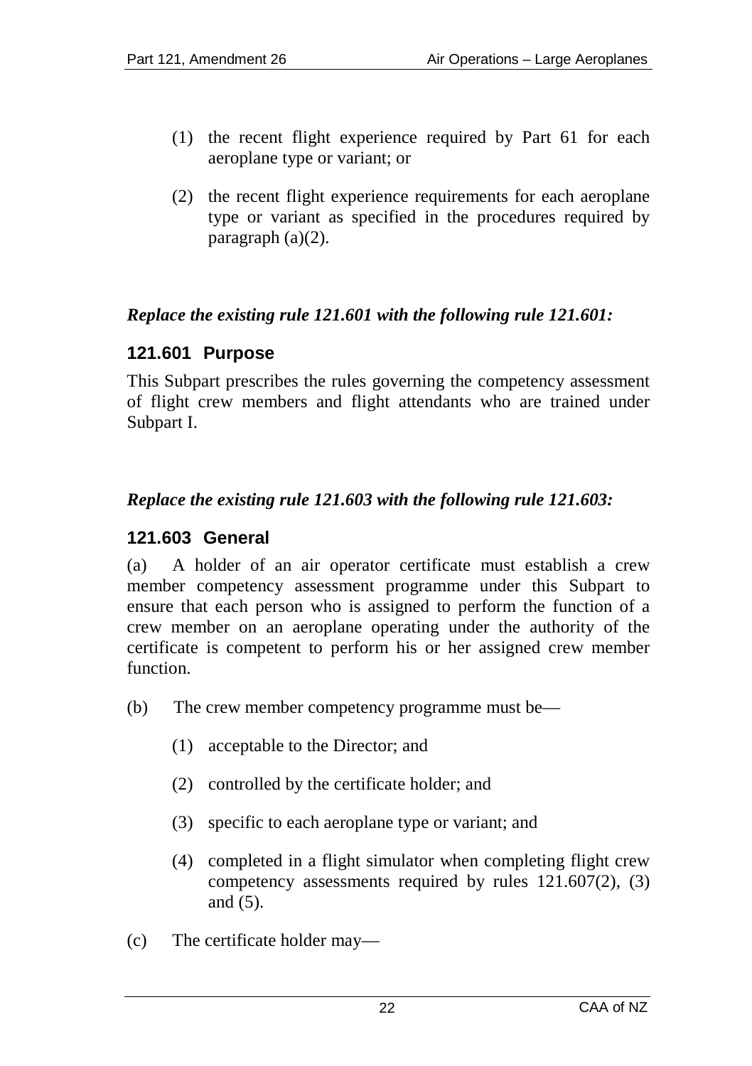(1) the recent flight experience required by Part 61 for each aeroplane type or variant; or

(2) the recent flight experience requirements for each aeroplane type or variant as specified in the procedures required by paragraph (a)(2).

***Replace the existing rule 121.601 with the following rule 121.601:***

### 121.601 Purpose

This Subpart prescribes the rules governing the competency assessment of flight crew members and flight attendants who are trained under Subpart I.

***Replace the existing rule 121.603 with the following rule 121.603:***

### 121.603 General

(a) A holder of an air operator certificate must establish a crew member competency assessment programme under this Subpart to ensure that each person who is assigned to perform the function of a crew member on an aeroplane operating under the authority of the certificate is competent to perform his or her assigned crew member function.

(b) The crew member competency programme must be—

(1) acceptable to the Director; and

(2) controlled by the certificate holder; and

(3) specific to each aeroplane type or variant; and

(4) completed in a flight simulator when completing flight crew competency assessments required by rules 121.607(2), (3) and (5).

(c) The certificate holder may—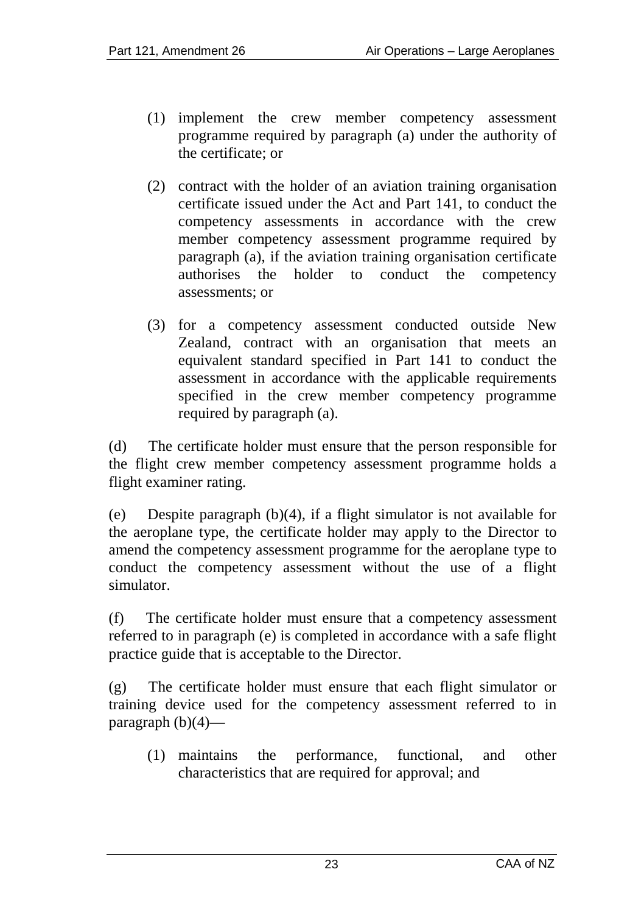(1) implement the crew member competency assessment programme required by paragraph (a) under the authority of the certificate; or

(2) contract with the holder of an aviation training organisation certificate issued under the Act and Part 141, to conduct the competency assessments in accordance with the crew member competency assessment programme required by paragraph (a), if the aviation training organisation certificate authorises the holder to conduct the competency assessments; or

(3) for a competency assessment conducted outside New Zealand, contract with an organisation that meets an equivalent standard specified in Part 141 to conduct the assessment in accordance with the applicable requirements specified in the crew member competency programme required by paragraph (a).

(d) The certificate holder must ensure that the person responsible for the flight crew member competency assessment programme holds a flight examiner rating.

(e) Despite paragraph (b)(4), if a flight simulator is not available for the aeroplane type, the certificate holder may apply to the Director to amend the competency assessment programme for the aeroplane type to conduct the competency assessment without the use of a flight simulator.

(f) The certificate holder must ensure that a competency assessment referred to in paragraph (e) is completed in accordance with a safe flight practice guide that is acceptable to the Director.

(g) The certificate holder must ensure that each flight simulator or training device used for the competency assessment referred to in paragraph (b)(4)—

(1) maintains the performance, functional, and other characteristics that are required for approval; and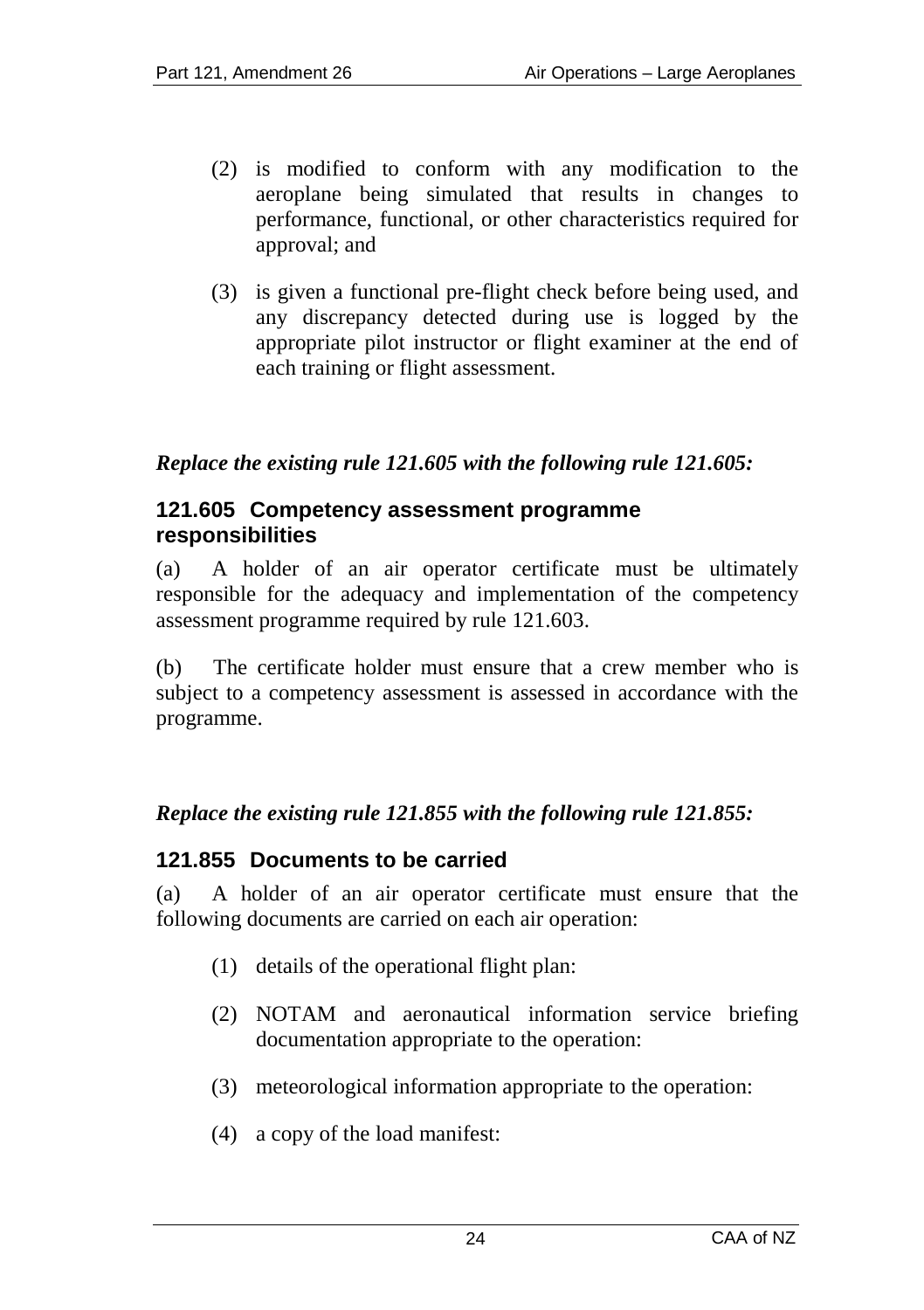(2) is modified to conform with any modification to the aeroplane being simulated that results in changes to performance, functional, or other characteristics required for approval; and

(3) is given a functional pre-flight check before being used, and any discrepancy detected during use is logged by the appropriate pilot instructor or flight examiner at the end of each training or flight assessment.

***Replace the existing rule 121.605 with the following rule 121.605:***

### 121.605 Competency assessment programme responsibilities

(a) A holder of an air operator certificate must be ultimately responsible for the adequacy and implementation of the competency assessment programme required by rule 121.603.

(b) The certificate holder must ensure that a crew member who is subject to a competency assessment is assessed in accordance with the programme.

***Replace the existing rule 121.855 with the following rule 121.855:***

### 121.855 Documents to be carried

(a) A holder of an air operator certificate must ensure that the following documents are carried on each air operation:

(1) details of the operational flight plan:

(2) NOTAM and aeronautical information service briefing documentation appropriate to the operation:

(3) meteorological information appropriate to the operation:

(4) a copy of the load manifest: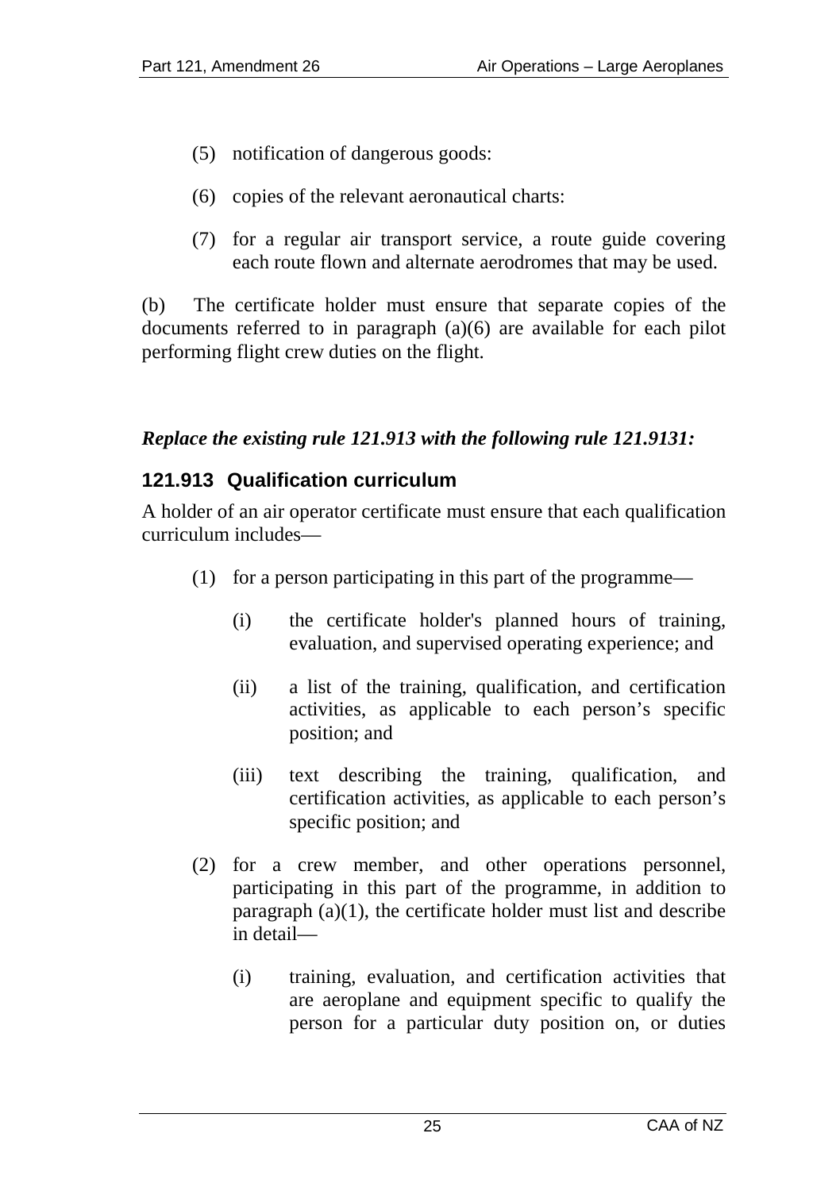(5) notification of dangerous goods:

(6) copies of the relevant aeronautical charts:

(7) for a regular air transport service, a route guide covering each route flown and alternate aerodromes that may be used.

(b) The certificate holder must ensure that separate copies of the documents referred to in paragraph (a)(6) are available for each pilot performing flight crew duties on the flight.

***Replace the existing rule 121.913 with the following rule 121.9131:***

### 121.913 Qualification curriculum

A holder of an air operator certificate must ensure that each qualification curriculum includes—

(1) for a person participating in this part of the programme—

  (i) the certificate holder's planned hours of training, evaluation, and supervised operating experience; and

  (ii) a list of the training, qualification, and certification activities, as applicable to each person's specific position; and

  (iii) text describing the training, qualification, and certification activities, as applicable to each person's specific position; and

(2) for a crew member, and other operations personnel, participating in this part of the programme, in addition to paragraph (a)(1), the certificate holder must list and describe in detail—

  (i) training, evaluation, and certification activities that are aeroplane and equipment specific to qualify the person for a particular duty position on, or duties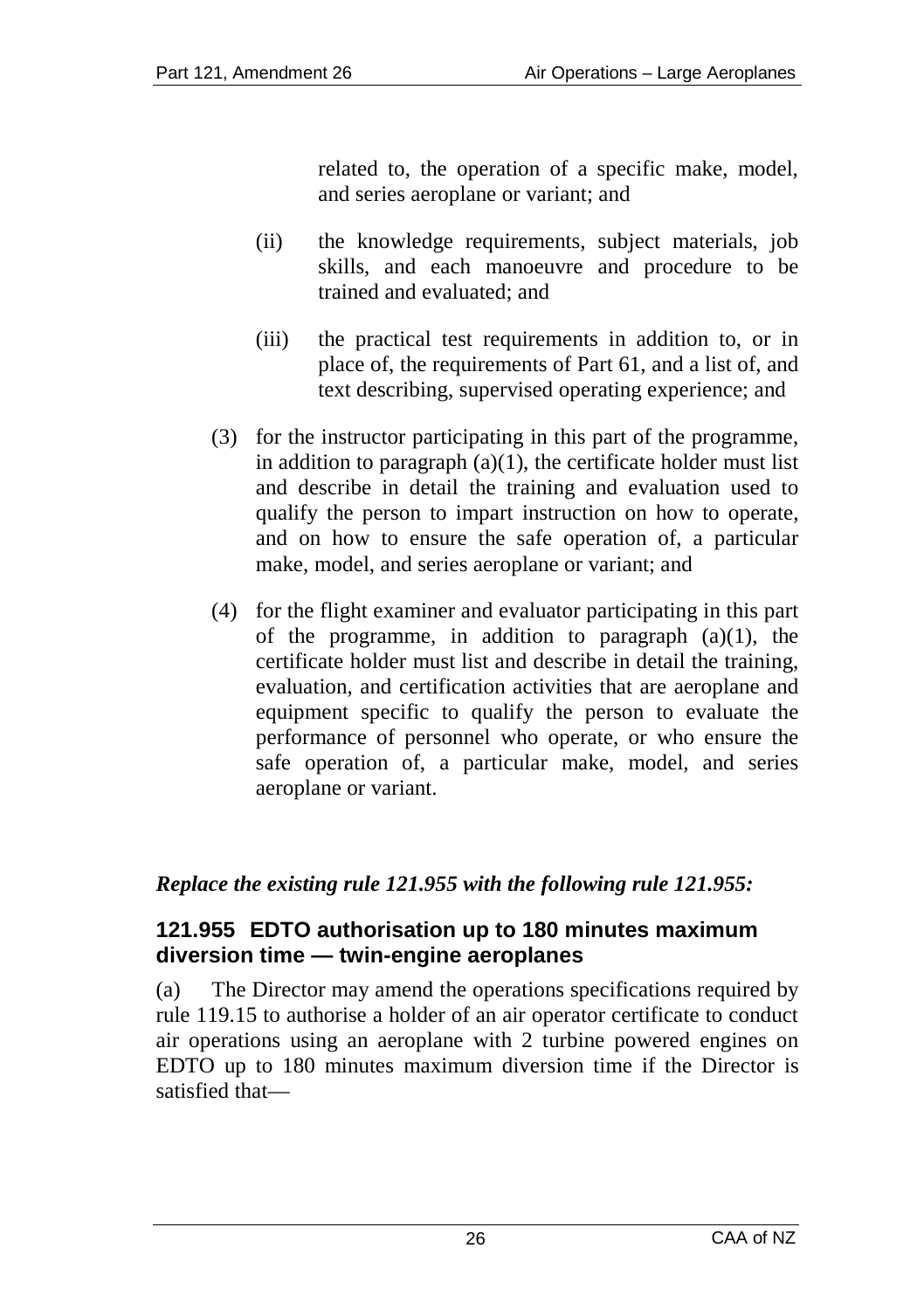related to, the operation of a specific make, model, and series aeroplane or variant; and

(ii) the knowledge requirements, subject materials, job skills, and each manoeuvre and procedure to be trained and evaluated; and

(iii) the practical test requirements in addition to, or in place of, the requirements of Part 61, and a list of, and text describing, supervised operating experience; and

(3) for the instructor participating in this part of the programme, in addition to paragraph (a)(1), the certificate holder must list and describe in detail the training and evaluation used to qualify the person to impart instruction on how to operate, and on how to ensure the safe operation of, a particular make, model, and series aeroplane or variant; and

(4) for the flight examiner and evaluator participating in this part of the programme, in addition to paragraph (a)(1), the certificate holder must list and describe in detail the training, evaluation, and certification activities that are aeroplane and equipment specific to qualify the person to evaluate the performance of personnel who operate, or who ensure the safe operation of, a particular make, model, and series aeroplane or variant.

***Replace the existing rule 121.955 with the following rule 121.955:***

### 121.955 EDTO authorisation up to 180 minutes maximum diversion time — twin-engine aeroplanes

(a) The Director may amend the operations specifications required by rule 119.15 to authorise a holder of an air operator certificate to conduct air operations using an aeroplane with 2 turbine powered engines on EDTO up to 180 minutes maximum diversion time if the Director is satisfied that—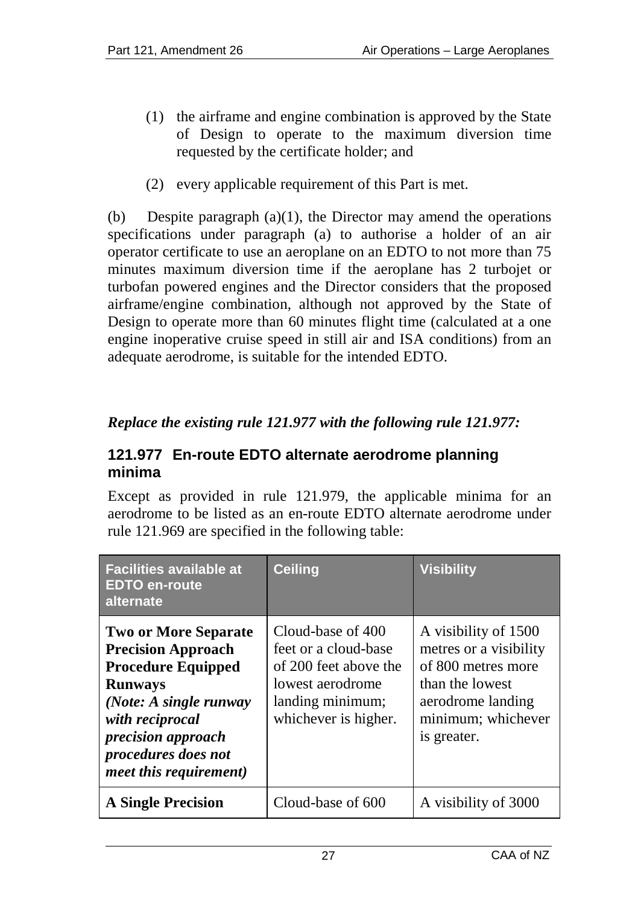(1) the airframe and engine combination is approved by the State of Design to operate to the maximum diversion time requested by the certificate holder; and

(2) every applicable requirement of this Part is met.

(b) Despite paragraph (a)(1), the Director may amend the operations specifications under paragraph (a) to authorise a holder of an air operator certificate to use an aeroplane on an EDTO to not more than 75 minutes maximum diversion time if the aeroplane has 2 turbojet or turbofan powered engines and the Director considers that the proposed airframe/engine combination, although not approved by the State of Design to operate more than 60 minutes flight time (calculated at a one engine inoperative cruise speed in still air and ISA conditions) from an adequate aerodrome, is suitable for the intended EDTO.

***Replace the existing rule 121.977 with the following rule 121.977:***

### 121.977 En-route EDTO alternate aerodrome planning minima

Except as provided in rule 121.979, the applicable minima for an aerodrome to be listed as an en-route EDTO alternate aerodrome under rule 121.969 are specified in the following table:

| Facilities available at EDTO en-route alternate | Ceiling | Visibility |
|---|---|---|
| **Two or More Separate Precision Approach Procedure Equipped Runways** ***(Note: A single runway with reciprocal precision approach procedures does not meet this requirement)*** | Cloud-base of 400 feet or a cloud-base of 200 feet above the lowest aerodrome landing minimum; whichever is higher. | A visibility of 1500 metres or a visibility of 800 metres more than the lowest aerodrome landing minimum; whichever is greater. |
| **A Single Precision** | Cloud-base of 600 | A visibility of 3000 |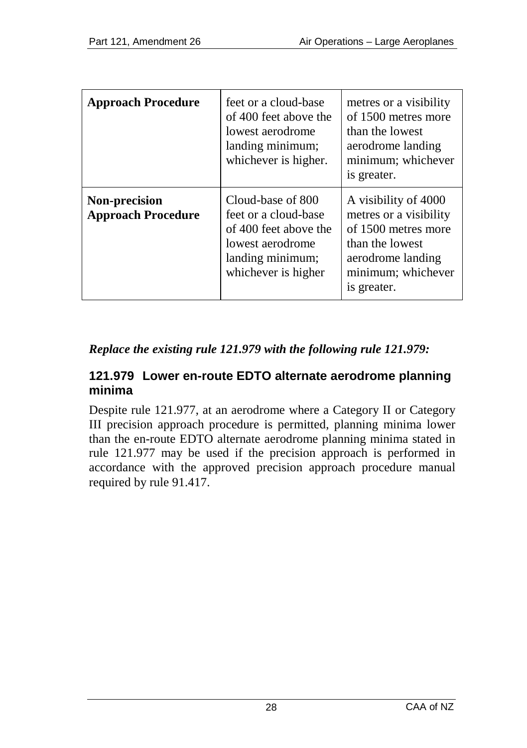| **Approach Procedure** | feet or a cloud-base of 400 feet above the lowest aerodrome landing minimum; whichever is higher. | metres or a visibility of 1500 metres more than the lowest aerodrome landing minimum; whichever is greater. |
|---|---|---|
| **Non-precision Approach Procedure** | Cloud-base of 800 feet or a cloud-base of 400 feet above the lowest aerodrome landing minimum; whichever is higher | A visibility of 4000 metres or a visibility of 1500 metres more than the lowest aerodrome landing minimum; whichever is greater. |

***Replace the existing rule 121.979 with the following rule 121.979:***

### 121.979 Lower en-route EDTO alternate aerodrome planning minima

Despite rule 121.977, at an aerodrome where a Category II or Category III precision approach procedure is permitted, planning minima lower than the en-route EDTO alternate aerodrome planning minima stated in rule 121.977 may be used if the precision approach is performed in accordance with the approved precision approach procedure manual required by rule 91.417.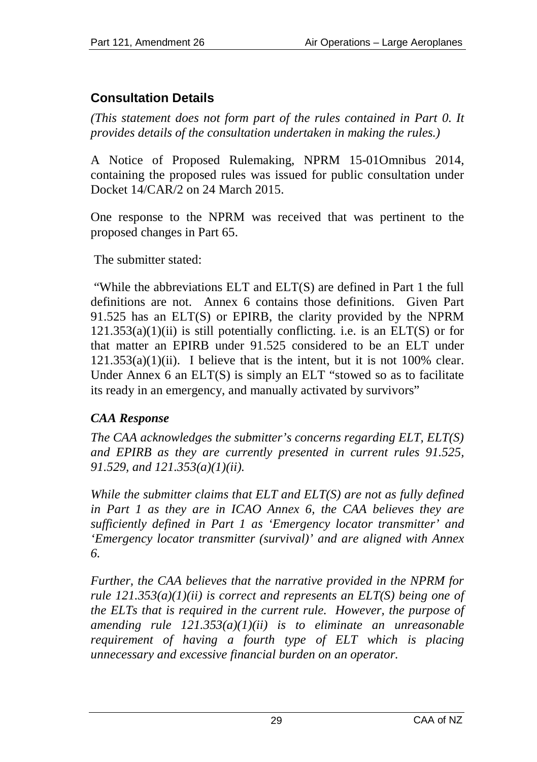## Consultation Details

*(This statement does not form part of the rules contained in Part 0. It provides details of the consultation undertaken in making the rules.)*

A Notice of Proposed Rulemaking, NPRM 15-01Omnibus 2014, containing the proposed rules was issued for public consultation under Docket 14/CAR/2 on 24 March 2015.

One response to the NPRM was received that was pertinent to the proposed changes in Part 65.

The submitter stated:

"While the abbreviations ELT and ELT(S) are defined in Part 1 the full definitions are not. Annex 6 contains those definitions. Given Part 91.525 has an ELT(S) or EPIRB, the clarity provided by the NPRM 121.353(a)(1)(ii) is still potentially conflicting. i.e. is an ELT(S) or for that matter an EPIRB under 91.525 considered to be an ELT under 121.353(a)(1)(ii). I believe that is the intent, but it is not 100% clear. Under Annex 6 an ELT(S) is simply an ELT "stowed so as to facilitate its ready in an emergency, and manually activated by survivors"

### *CAA Response*

*The CAA acknowledges the submitter's concerns regarding ELT, ELT(S) and EPIRB as they are currently presented in current rules 91.525, 91.529, and 121.353(a)(1)(ii).*

*While the submitter claims that ELT and ELT(S) are not as fully defined in Part 1 as they are in ICAO Annex 6, the CAA believes they are sufficiently defined in Part 1 as 'Emergency locator transmitter' and 'Emergency locator transmitter (survival)' and are aligned with Annex 6.*

*Further, the CAA believes that the narrative provided in the NPRM for rule 121.353(a)(1)(ii) is correct and represents an ELT(S) being one of the ELTs that is required in the current rule. However, the purpose of amending rule 121.353(a)(1)(ii) is to eliminate an unreasonable requirement of having a fourth type of ELT which is placing unnecessary and excessive financial burden on an operator.*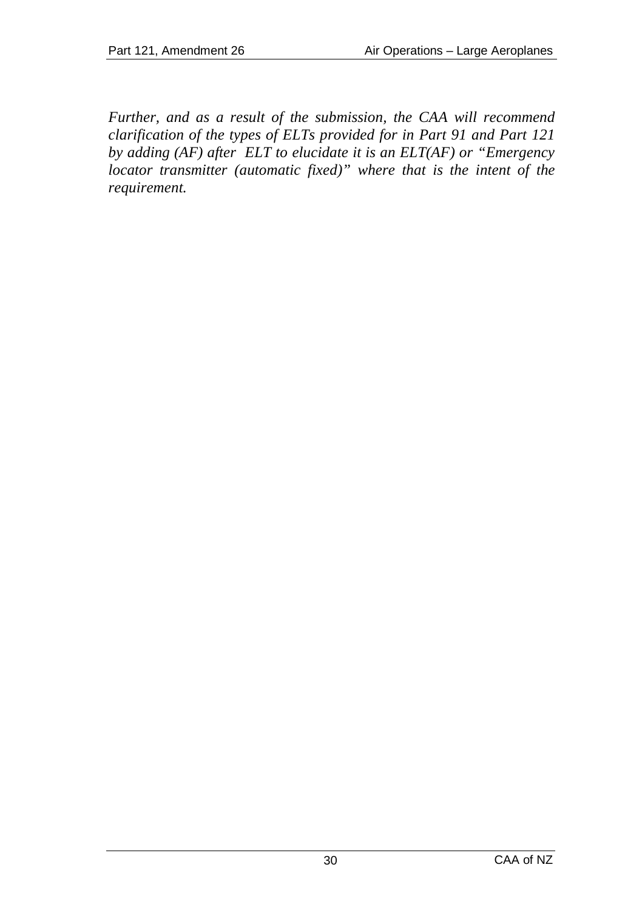*Further, and as a result of the submission, the CAA will recommend clarification of the types of ELTs provided for in Part 91 and Part 121 by adding (AF) after ELT to elucidate it is an ELT(AF) or "Emergency locator transmitter (automatic fixed)" where that is the intent of the requirement.*